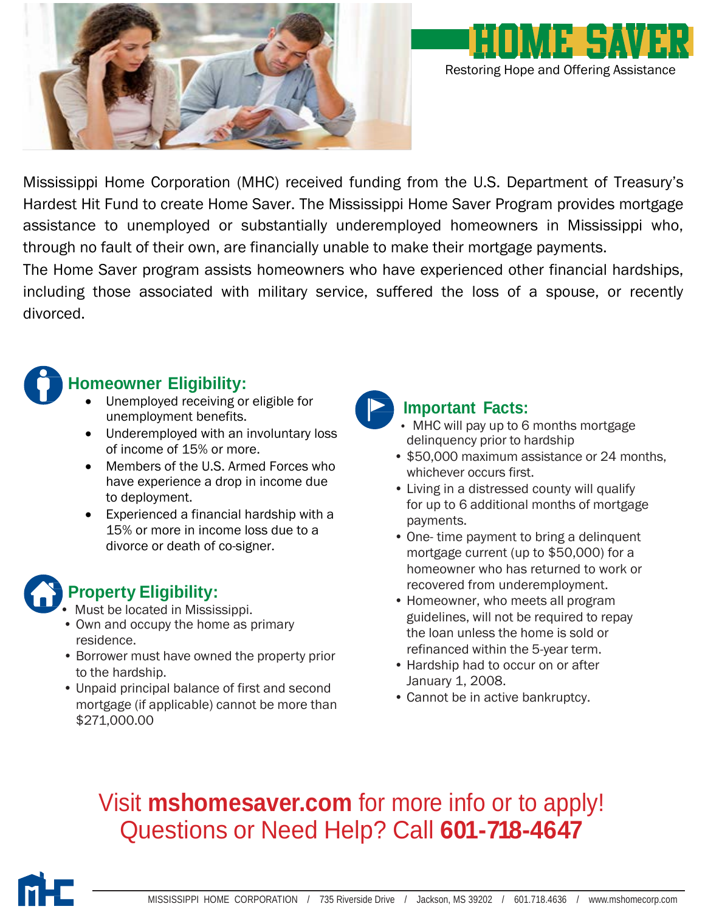# HOME SAVER

Restoring Hope and Offering Assistance

Mississippi Home Corporation (MHC) received funding from the U.S. Department of Treasury's Hardest Hit Fund to create Home Saver. The Mississippi Home Saver Program provides mortgage assistance to unemployed or substantially underemployed homeowners in Mississippi who, through no fault of their own, are financially unable to make their mortgage payments.

The Home Saver program assists homeowners who have experienced other financial hardships, including those associated with military service, suffered the loss of a spouse, or recently divorced.

## Homeowner Eligibility:

- Unemployed receiving or eligible for unemployment benefits.
- Underemployed with an involuntary loss of income of 15% or more.
- Members of the U.S. Armed Forces who have experience a drop in income due to deployment.
- Experienced a financial hardship with a 15% or more in income loss due to a divorce or death of co-signer.

## Property Eligibility:

- Must be located in Mississippi.
- Own and occupy the home as primary residence.
- Borrower must have owned the property prior to the hardship.
- Unpaid principal balance of first and second mortgage (if applicable) cannot be more than $271,000.00

## Important Facts:

- MHC will pay up to 6 months mortgage delinquency prior to hardship
- $50,000 maximum assistance or 24 months, whichever occurs first.
- Living in a distressed county will qualify for up to 6 additional months of mortgage payments.
- One- time payment to bring a delinquent mortgage current (up to $50,000) for a homeowner who has returned to work or recovered from underemployment.
- Homeowner, who meets all program guidelines, will not be required to repay the loan unless the home is sold or refinanced within the 5-year term.
- Hardship had to occur on or after January 1, 2008.
- Cannot be in active bankruptcy.

Visit **mshomesaver.com** for more info or to apply!
Questions or Need Help? Call **601-718-4647**

MISSISSIPPI HOME CORPORATION / 735 Riverside Drive / Jackson, MS 39202 / 601.718.4636 / www.mshomecorp.com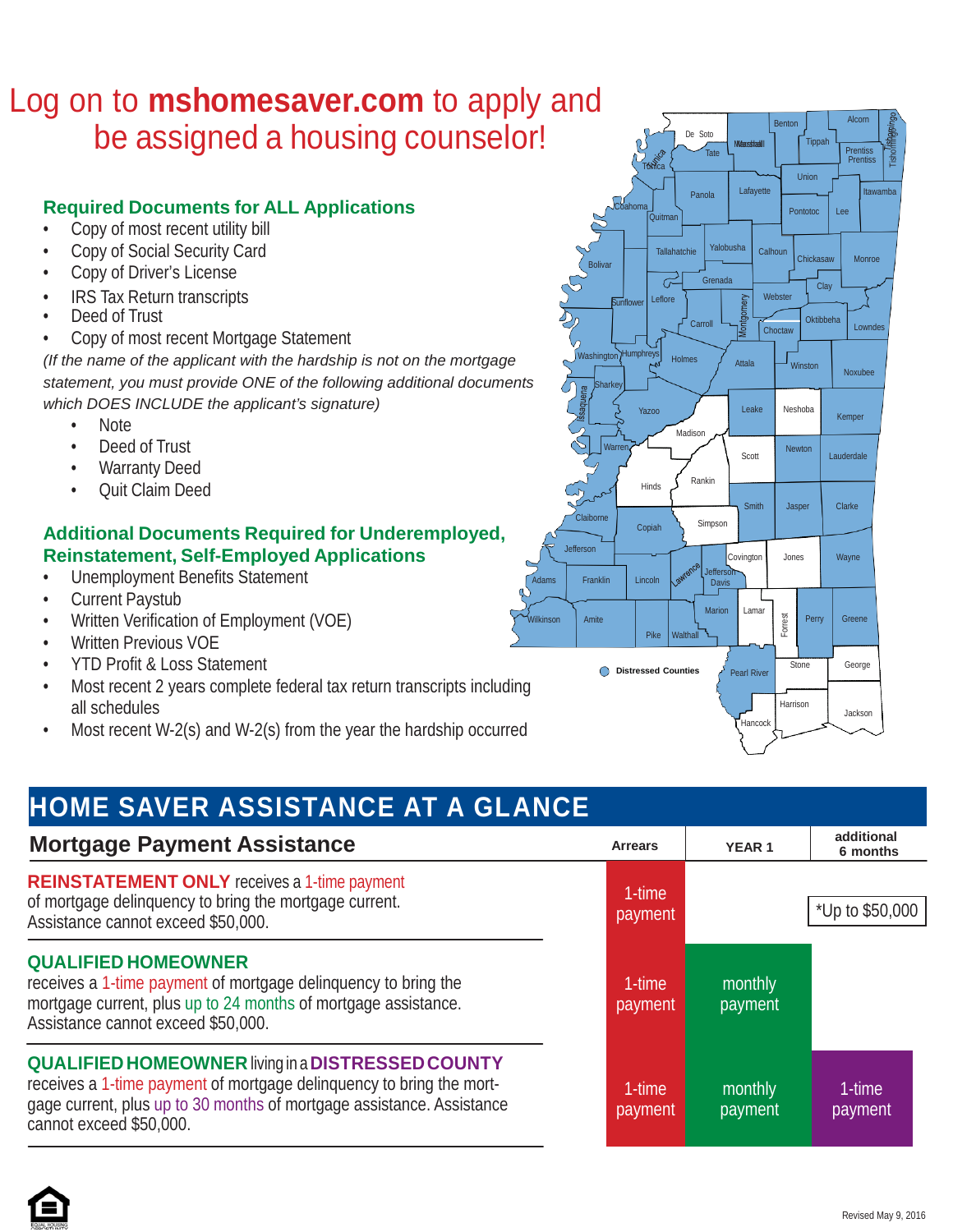# Log on to **mshomesaver.com** to apply and be assigned a housing counselor!

### Required Documents for ALL Applications

- Copy of most recent utility bill
- Copy of Social Security Card
- Copy of Driver's License
- IRS Tax Return transcripts
- Deed of Trust
- Copy of most recent Mortgage Statement

*(If the name of the applicant with the hardship is not on the mortgage statement, you must provide ONE of the following additional documents which DOES INCLUDE the applicant's signature)*

  - Note
  - Deed of Trust
  - Warranty Deed
  - Quit Claim Deed

### Additional Documents Required for Underemployed, Reinstatement, Self-Employed Applications

- Unemployment Benefits Statement
- Current Paystub
- Written Verification of Employment (VOE)
- Written Previous VOE
- YTD Profit & Loss Statement
- Most recent 2 years complete federal tax return transcripts including all schedules
- Most recent W-2(s) and W-2(s) from the year the hardship occurred

Distressed Counties

## HOME SAVER ASSISTANCE AT A GLANCE

| Mortgage Payment Assistance | Arrears | YEAR 1 | additional 6 months |
|---|---|---|---|
| **REINSTATEMENT ONLY** receives a 1-time payment of mortgage delinquency to bring the mortgage current. Assistance cannot exceed $50,000. | 1-time payment | | *Up to $50,000 |
| **QUALIFIED HOMEOWNER** receives a 1-time payment of mortgage delinquency to bring the mortgage current, plus up to 24 months of mortgage assistance. Assistance cannot exceed $50,000. | 1-time payment | monthly payment | |
| **QUALIFIED HOMEOWNER** living in a **DISTRESSED COUNTY** receives a 1-time payment of mortgage delinquency to bring the mortgage current, plus up to 30 months of mortgage assistance. Assistance cannot exceed $50,000. | 1-time payment | monthly payment | 1-time payment |

Revised May 9, 2016